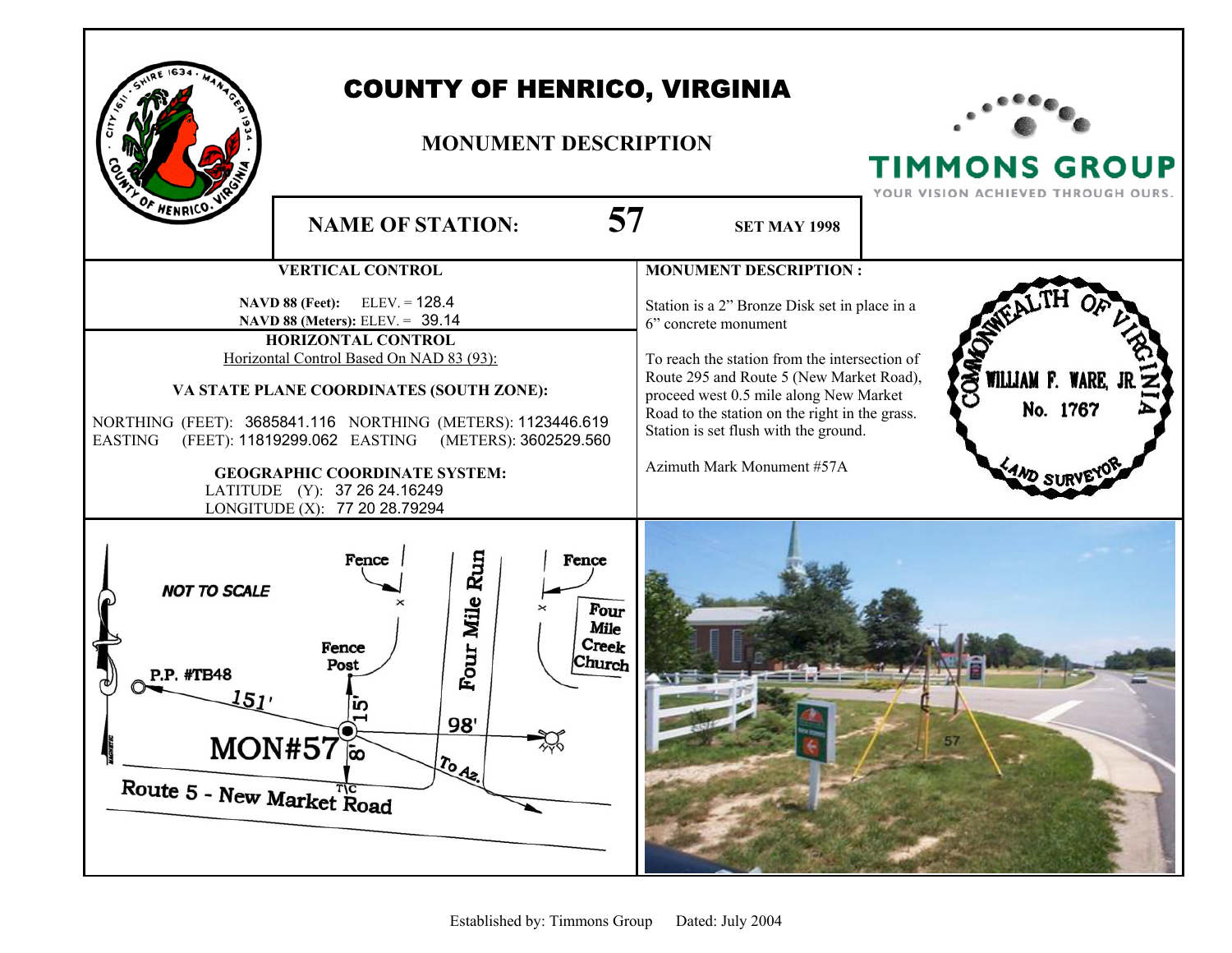# COUNTY OF HENRICO, VIRGINIA

## MONUMENT DESCRIPTION

**NAME OF STATION:** **57** **SET MAY 1998**

### VERTICAL CONTROL

**NAVD 88 (Feet):** ELEV. = 128.4
**NAVD 88 (Meters):** ELEV. = 39.14

### HORIZONTAL CONTROL

Horizontal Control Based On NAD 83 (93):

**VA STATE PLANE COORDINATES (SOUTH ZONE):**

NORTHING (FEET): 3685841.116 NORTHING (METERS): 1123446.619
EASTING (FEET): 11819299.062 EASTING (METERS): 3602529.560

**GEOGRAPHIC COORDINATE SYSTEM:**

LATITUDE (Y): 37 26 24.16249
LONGITUDE (X): 77 20 28.79294

### MONUMENT DESCRIPTION :

Station is a 2" Bronze Disk set in place in a 6" concrete monument

To reach the station from the intersection of Route 295 and Route 5 (New Market Road), proceed west 0.5 mile along New Market Road to the station on the right in the grass. Station is set flush with the ground.

Azimuth Mark Monument #57A

COMMONWEALTH OF VIRGINIA
WILLIAM F. WARE, JR.
No. 1767
LAND SURVEYOR

Established by: Timmons Group Dated: July 2004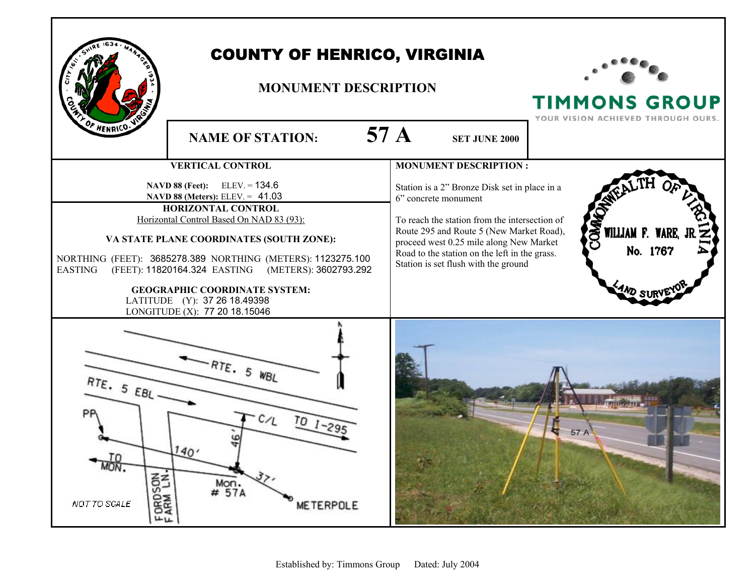# COUNTY OF HENRICO, VIRGINIA

## MONUMENT DESCRIPTION

TIMMONS GROUP
YOUR VISION ACHIEVED THROUGH OURS.

**NAME OF STATION:** **57 A** **SET JUNE 2000**

**VERTICAL CONTROL**

**NAVD 88 (Feet):** ELEV. = 134.6
**NAVD 88 (Meters):** ELEV. = 41.03

**HORIZONTAL CONTROL**

Horizontal Control Based On NAD 83 (93):

**VA STATE PLANE COORDINATES (SOUTH ZONE):**

NORTHING (FEET): 3685278.389 NORTHING (METERS): 1123275.100
EASTING (FEET): 11820164.324 EASTING (METERS): 3602793.292

**GEOGRAPHIC COORDINATE SYSTEM:**

LATITUDE (Y): 37 26 18.49398
LONGITUDE (X): 77 20 18.15046

**MONUMENT DESCRIPTION :**

Station is a 2" Bronze Disk set in place in a 6" concrete monument

To reach the station from the intersection of Route 295 and Route 5 (New Market Road), proceed west 0.25 mile along New Market Road to the station on the left in the grass. Station is set flush with the ground

COMMONWEALTH OF VIRGINIA
WILLIAM F. WARE, JR.
No. 1767
LAND SURVEYOR

RTE. 5 WBL
RTE. 5 EBL
PP
C/L
TO I-295
46'
140'
TO MON.
37'
Mon. # 57A
METERPOLE
FORDSON FARM LN.
NOT TO SCALE

57 A

Established by: Timmons Group Dated: July 2004